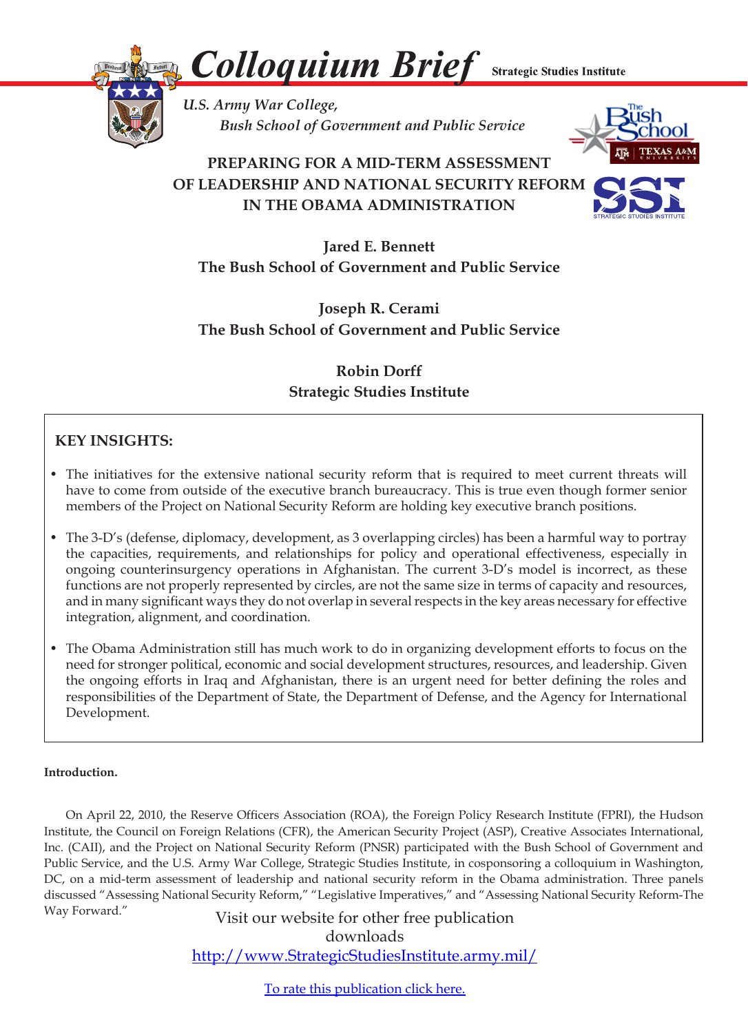# Colloquium Brief

**Strategic Studies Institute**

*U.S. Army War College,*
*Bush School of Government and Public Service*

## PREPARING FOR A MID-TERM ASSESSMENT OF LEADERSHIP AND NATIONAL SECURITY REFORM IN THE OBAMA ADMINISTRATION

**Jared E. Bennett**
**The Bush School of Government and Public Service**

**Joseph R. Cerami**
**The Bush School of Government and Public Service**

**Robin Dorff**
**Strategic Studies Institute**

### KEY INSIGHTS:

- The initiatives for the extensive national security reform that is required to meet current threats will have to come from outside of the executive branch bureaucracy. This is true even though former senior members of the Project on National Security Reform are holding key executive branch positions.

- The 3-D's (defense, diplomacy, development, as 3 overlapping circles) has been a harmful way to portray the capacities, requirements, and relationships for policy and operational effectiveness, especially in ongoing counterinsurgency operations in Afghanistan. The current 3-D's model is incorrect, as these functions are not properly represented by circles, are not the same size in terms of capacity and resources, and in many significant ways they do not overlap in several respects in the key areas necessary for effective integration, alignment, and coordination.

- The Obama Administration still has much work to do in organizing development efforts to focus on the need for stronger political, economic and social development structures, resources, and leadership. Given the ongoing efforts in Iraq and Afghanistan, there is an urgent need for better defining the roles and responsibilities of the Department of State, the Department of Defense, and the Agency for International Development.

**Introduction.**

On April 22, 2010, the Reserve Officers Association (ROA), the Foreign Policy Research Institute (FPRI), the Hudson Institute, the Council on Foreign Relations (CFR), the American Security Project (ASP), Creative Associates International, Inc. (CAII), and the Project on National Security Reform (PNSR) participated with the Bush School of Government and Public Service, and the U.S. Army War College, Strategic Studies Institute, in cosponsoring a colloquium in Washington, DC, on a mid-term assessment of leadership and national security reform in the Obama administration. Three panels discussed "Assessing National Security Reform," "Legislative Imperatives," and "Assessing National Security Reform-The Way Forward."

Visit our website for other free publication downloads
http://www.StrategicStudiesInstitute.army.mil/

To rate this publication click here.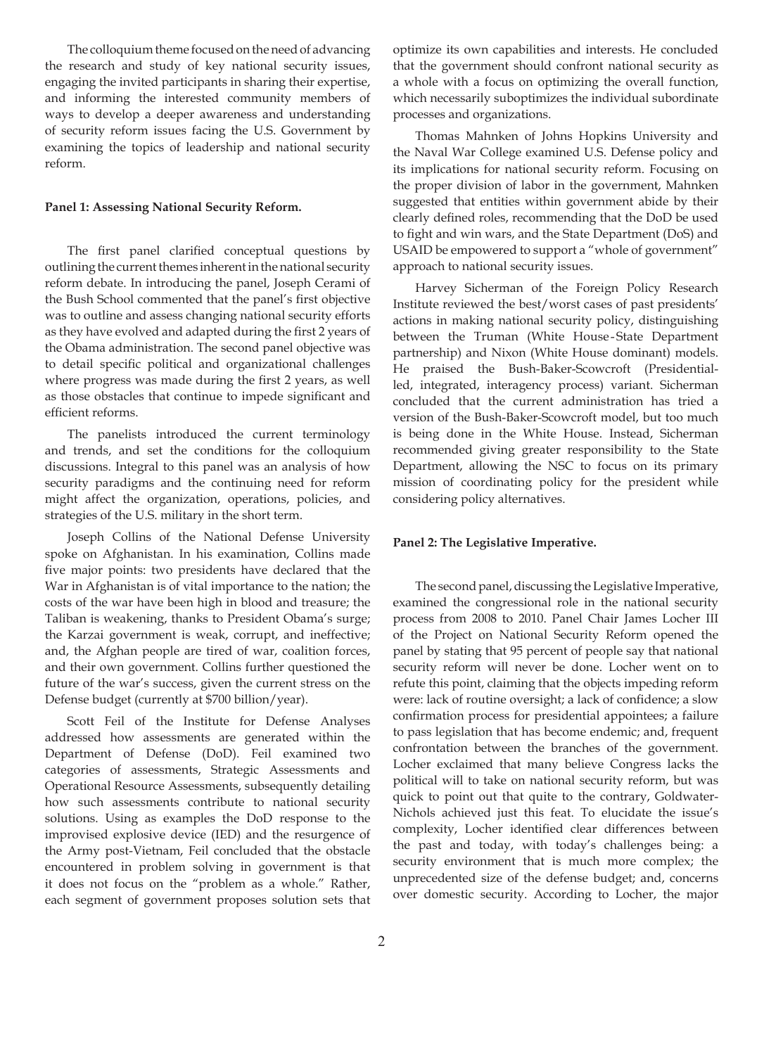The colloquium theme focused on the need of advancing the research and study of key national security issues, engaging the invited participants in sharing their expertise, and informing the interested community members of ways to develop a deeper awareness and understanding of security reform issues facing the U.S. Government by examining the topics of leadership and national security reform.

**Panel 1: Assessing National Security Reform.**

The first panel clarified conceptual questions by outlining the current themes inherent in the national security reform debate. In introducing the panel, Joseph Cerami of the Bush School commented that the panel's first objective was to outline and assess changing national security efforts as they have evolved and adapted during the first 2 years of the Obama administration. The second panel objective was to detail specific political and organizational challenges where progress was made during the first 2 years, as well as those obstacles that continue to impede significant and efficient reforms.

The panelists introduced the current terminology and trends, and set the conditions for the colloquium discussions. Integral to this panel was an analysis of how security paradigms and the continuing need for reform might affect the organization, operations, policies, and strategies of the U.S. military in the short term.

Joseph Collins of the National Defense University spoke on Afghanistan. In his examination, Collins made five major points: two presidents have declared that the War in Afghanistan is of vital importance to the nation; the costs of the war have been high in blood and treasure; the Taliban is weakening, thanks to President Obama's surge; the Karzai government is weak, corrupt, and ineffective; and, the Afghan people are tired of war, coalition forces, and their own government. Collins further questioned the future of the war's success, given the current stress on the Defense budget (currently at $700 billion/year).

Scott Feil of the Institute for Defense Analyses addressed how assessments are generated within the Department of Defense (DoD). Feil examined two categories of assessments, Strategic Assessments and Operational Resource Assessments, subsequently detailing how such assessments contribute to national security solutions. Using as examples the DoD response to the improvised explosive device (IED) and the resurgence of the Army post-Vietnam, Feil concluded that the obstacle encountered in problem solving in government is that it does not focus on the "problem as a whole." Rather, each segment of government proposes solution sets that optimize its own capabilities and interests. He concluded that the government should confront national security as a whole with a focus on optimizing the overall function, which necessarily suboptimizes the individual subordinate processes and organizations.

Thomas Mahnken of Johns Hopkins University and the Naval War College examined U.S. Defense policy and its implications for national security reform. Focusing on the proper division of labor in the government, Mahnken suggested that entities within government abide by their clearly defined roles, recommending that the DoD be used to fight and win wars, and the State Department (DoS) and USAID be empowered to support a "whole of government" approach to national security issues.

Harvey Sicherman of the Foreign Policy Research Institute reviewed the best/worst cases of past presidents' actions in making national security policy, distinguishing between the Truman (White House-State Department partnership) and Nixon (White House dominant) models. He praised the Bush-Baker-Scowcroft (Presidential-led, integrated, interagency process) variant. Sicherman concluded that the current administration has tried a version of the Bush-Baker-Scowcroft model, but too much is being done in the White House. Instead, Sicherman recommended giving greater responsibility to the State Department, allowing the NSC to focus on its primary mission of coordinating policy for the president while considering policy alternatives.

**Panel 2: The Legislative Imperative.**

The second panel, discussing the Legislative Imperative, examined the congressional role in the national security process from 2008 to 2010. Panel Chair James Locher III of the Project on National Security Reform opened the panel by stating that 95 percent of people say that national security reform will never be done. Locher went on to refute this point, claiming that the objects impeding reform were: lack of routine oversight; a lack of confidence; a slow confirmation process for presidential appointees; a failure to pass legislation that has become endemic; and, frequent confrontation between the branches of the government. Locher exclaimed that many believe Congress lacks the political will to take on national security reform, but was quick to point out that quite to the contrary, Goldwater-Nichols achieved just this feat. To elucidate the issue's complexity, Locher identified clear differences between the past and today, with today's challenges being: a security environment that is much more complex; the unprecedented size of the defense budget; and, concerns over domestic security. According to Locher, the major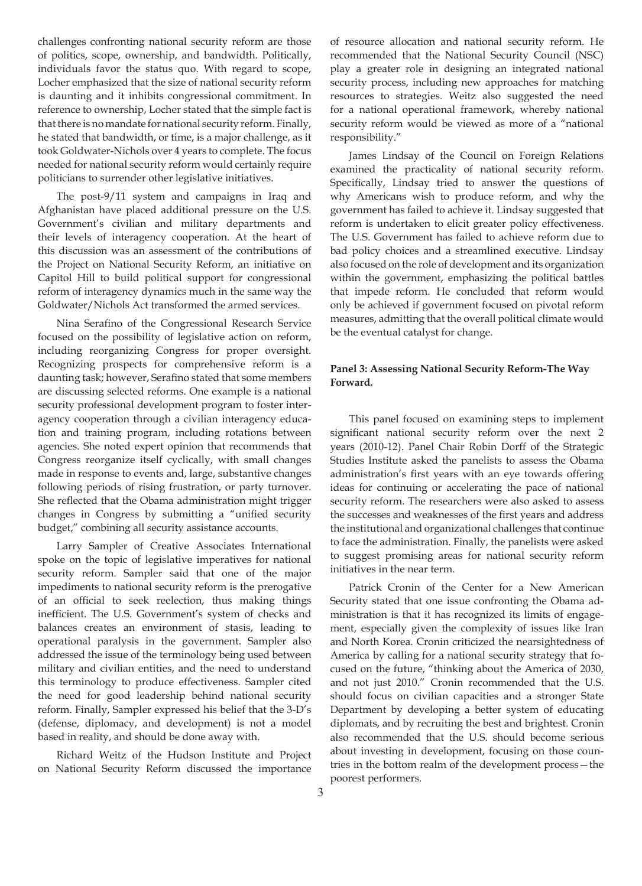challenges confronting national security reform are those of politics, scope, ownership, and bandwidth. Politically, individuals favor the status quo. With regard to scope, Locher emphasized that the size of national security reform is daunting and it inhibits congressional commitment. In reference to ownership, Locher stated that the simple fact is that there is no mandate for national security reform. Finally, he stated that bandwidth, or time, is a major challenge, as it took Goldwater-Nichols over 4 years to complete. The focus needed for national security reform would certainly require politicians to surrender other legislative initiatives.

The post-9/11 system and campaigns in Iraq and Afghanistan have placed additional pressure on the U.S. Government's civilian and military departments and their levels of interagency cooperation. At the heart of this discussion was an assessment of the contributions of the Project on National Security Reform, an initiative on Capitol Hill to build political support for congressional reform of interagency dynamics much in the same way the Goldwater/Nichols Act transformed the armed services.

Nina Serafino of the Congressional Research Service focused on the possibility of legislative action on reform, including reorganizing Congress for proper oversight. Recognizing prospects for comprehensive reform is a daunting task; however, Serafino stated that some members are discussing selected reforms. One example is a national security professional development program to foster interagency cooperation through a civilian interagency education and training program, including rotations between agencies. She noted expert opinion that recommends that Congress reorganize itself cyclically, with small changes made in response to events and, large, substantive changes following periods of rising frustration, or party turnover. She reflected that the Obama administration might trigger changes in Congress by submitting a "unified security budget," combining all security assistance accounts.

Larry Sampler of Creative Associates International spoke on the topic of legislative imperatives for national security reform. Sampler said that one of the major impediments to national security reform is the prerogative of an official to seek reelection, thus making things inefficient. The U.S. Government's system of checks and balances creates an environment of stasis, leading to operational paralysis in the government. Sampler also addressed the issue of the terminology being used between military and civilian entities, and the need to understand this terminology to produce effectiveness. Sampler cited the need for good leadership behind national security reform. Finally, Sampler expressed his belief that the 3-D's (defense, diplomacy, and development) is not a model based in reality, and should be done away with.

Richard Weitz of the Hudson Institute and Project on National Security Reform discussed the importance of resource allocation and national security reform. He recommended that the National Security Council (NSC) play a greater role in designing an integrated national security process, including new approaches for matching resources to strategies. Weitz also suggested the need for a national operational framework, whereby national security reform would be viewed as more of a "national responsibility."

James Lindsay of the Council on Foreign Relations examined the practicality of national security reform. Specifically, Lindsay tried to answer the questions of why Americans wish to produce reform, and why the government has failed to achieve it. Lindsay suggested that reform is undertaken to elicit greater policy effectiveness. The U.S. Government has failed to achieve reform due to bad policy choices and a streamlined executive. Lindsay also focused on the role of development and its organization within the government, emphasizing the political battles that impede reform. He concluded that reform would only be achieved if government focused on pivotal reform measures, admitting that the overall political climate would be the eventual catalyst for change.

**Panel 3: Assessing National Security Reform-The Way Forward.**

This panel focused on examining steps to implement significant national security reform over the next 2 years (2010-12). Panel Chair Robin Dorff of the Strategic Studies Institute asked the panelists to assess the Obama administration's first years with an eye towards offering ideas for continuing or accelerating the pace of national security reform. The researchers were also asked to assess the successes and weaknesses of the first years and address the institutional and organizational challenges that continue to face the administration. Finally, the panelists were asked to suggest promising areas for national security reform initiatives in the near term.

Patrick Cronin of the Center for a New American Security stated that one issue confronting the Obama administration is that it has recognized its limits of engagement, especially given the complexity of issues like Iran and North Korea. Cronin criticized the nearsightedness of America by calling for a national security strategy that focused on the future, "thinking about the America of 2030, and not just 2010." Cronin recommended that the U.S. should focus on civilian capacities and a stronger State Department by developing a better system of educating diplomats, and by recruiting the best and brightest. Cronin also recommended that the U.S. should become serious about investing in development, focusing on those countries in the bottom realm of the development process—the poorest performers.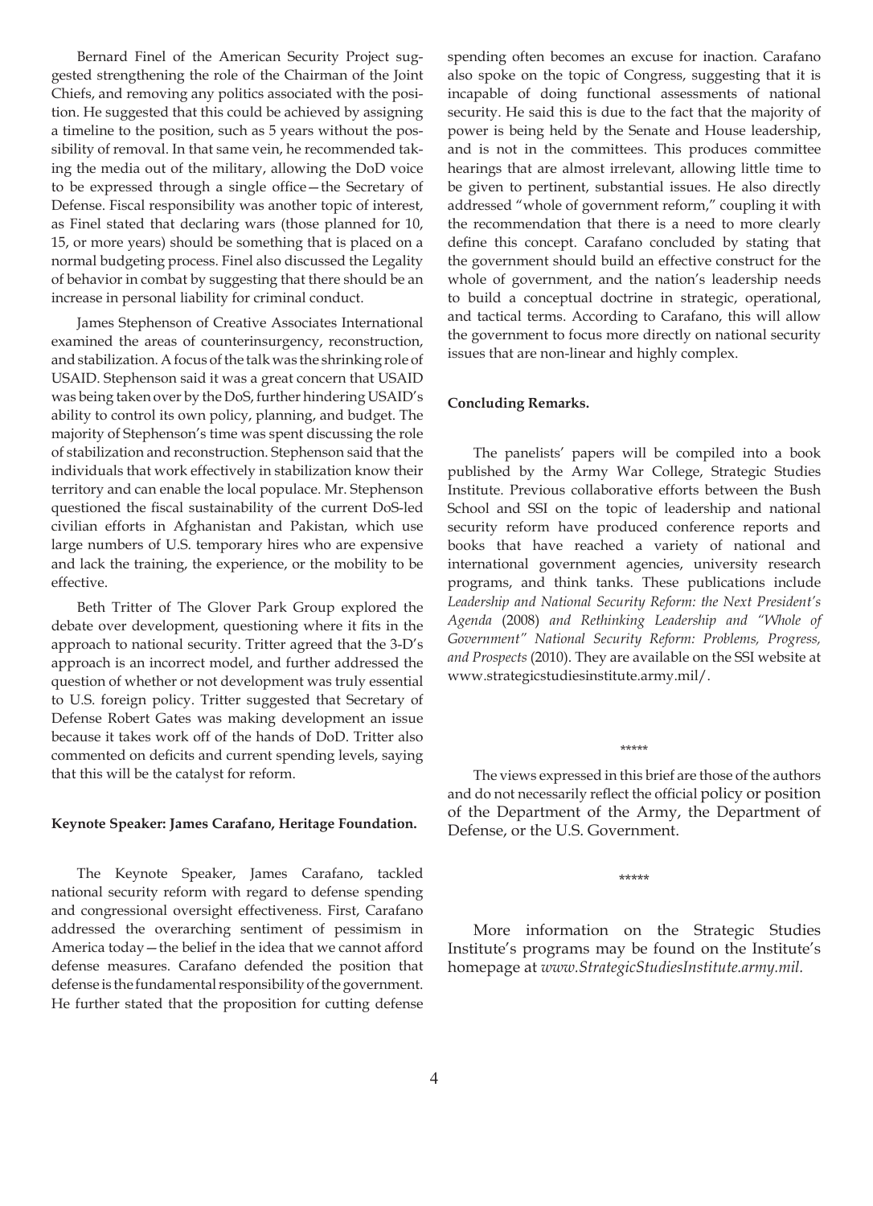Bernard Finel of the American Security Project suggested strengthening the role of the Chairman of the Joint Chiefs, and removing any politics associated with the position. He suggested that this could be achieved by assigning a timeline to the position, such as 5 years without the possibility of removal. In that same vein, he recommended taking the media out of the military, allowing the DoD voice to be expressed through a single office—the Secretary of Defense. Fiscal responsibility was another topic of interest, as Finel stated that declaring wars (those planned for 10, 15, or more years) should be something that is placed on a normal budgeting process. Finel also discussed the Legality of behavior in combat by suggesting that there should be an increase in personal liability for criminal conduct.

James Stephenson of Creative Associates International examined the areas of counterinsurgency, reconstruction, and stabilization. A focus of the talk was the shrinking role of USAID. Stephenson said it was a great concern that USAID was being taken over by the DoS, further hindering USAID's ability to control its own policy, planning, and budget. The majority of Stephenson's time was spent discussing the role of stabilization and reconstruction. Stephenson said that the individuals that work effectively in stabilization know their territory and can enable the local populace. Mr. Stephenson questioned the fiscal sustainability of the current DoS-led civilian efforts in Afghanistan and Pakistan, which use large numbers of U.S. temporary hires who are expensive and lack the training, the experience, or the mobility to be effective.

Beth Tritter of The Glover Park Group explored the debate over development, questioning where it fits in the approach to national security. Tritter agreed that the 3-D's approach is an incorrect model, and further addressed the question of whether or not development was truly essential to U.S. foreign policy. Tritter suggested that Secretary of Defense Robert Gates was making development an issue because it takes work off of the hands of DoD. Tritter also commented on deficits and current spending levels, saying that this will be the catalyst for reform.

**Keynote Speaker: James Carafano, Heritage Foundation.**

The Keynote Speaker, James Carafano, tackled national security reform with regard to defense spending and congressional oversight effectiveness. First, Carafano addressed the overarching sentiment of pessimism in America today—the belief in the idea that we cannot afford defense measures. Carafano defended the position that defense is the fundamental responsibility of the government. He further stated that the proposition for cutting defense spending often becomes an excuse for inaction. Carafano also spoke on the topic of Congress, suggesting that it is incapable of doing functional assessments of national security. He said this is due to the fact that the majority of power is being held by the Senate and House leadership, and is not in the committees. This produces committee hearings that are almost irrelevant, allowing little time to be given to pertinent, substantial issues. He also directly addressed "whole of government reform," coupling it with the recommendation that there is a need to more clearly define this concept. Carafano concluded by stating that the government should build an effective construct for the whole of government, and the nation's leadership needs to build a conceptual doctrine in strategic, operational, and tactical terms. According to Carafano, this will allow the government to focus more directly on national security issues that are non-linear and highly complex.

**Concluding Remarks.**

The panelists' papers will be compiled into a book published by the Army War College, Strategic Studies Institute. Previous collaborative efforts between the Bush School and SSI on the topic of leadership and national security reform have produced conference reports and books that have reached a variety of national and international government agencies, university research programs, and think tanks. These publications include *Leadership and National Security Reform: the Next President's Agenda* (2008) *and Rethinking Leadership and "Whole of Government" National Security Reform: Problems, Progress, and Prospects* (2010). They are available on the SSI website at www.strategicstudiesinstitute.army.mil/.

\*\*\*\*\*

The views expressed in this brief are those of the authors and do not necessarily reflect the official policy or position of the Department of the Army, the Department of Defense, or the U.S. Government.

\*\*\*\*\*

More information on the Strategic Studies Institute's programs may be found on the Institute's homepage at *www.StrategicStudiesInstitute.army.mil.*